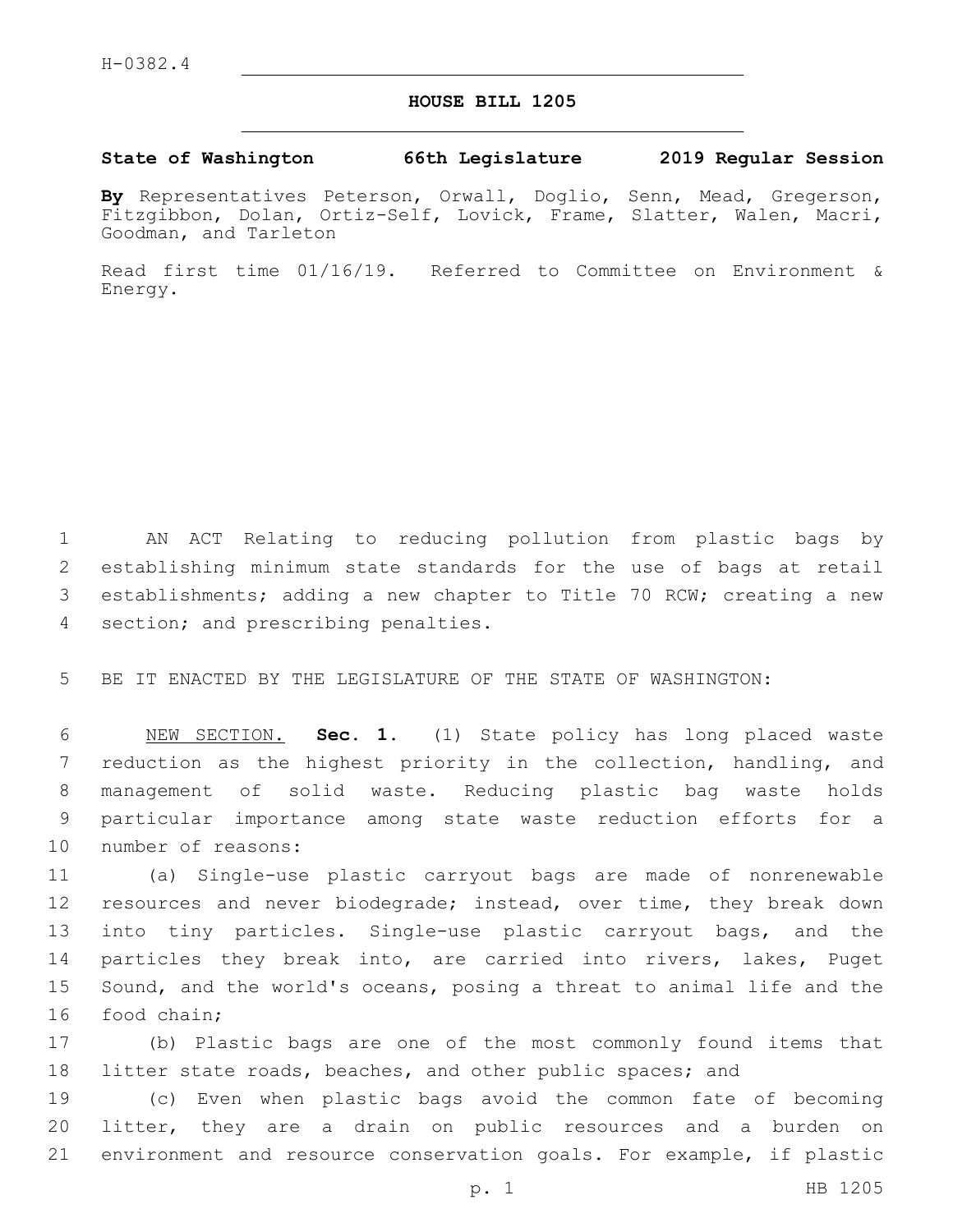H-0382.4

# HOUSE BILL 1205

**State of Washington 66th Legislature 2019 Regular Session**

**By** Representatives Peterson, Orwall, Doglio, Senn, Mead, Gregerson, Fitzgibbon, Dolan, Ortiz-Self, Lovick, Frame, Slatter, Walen, Macri, Goodman, and Tarleton

Read first time 01/16/19. Referred to Committee on Environment & Energy.

AN ACT Relating to reducing pollution from plastic bags by establishing minimum state standards for the use of bags at retail establishments; adding a new chapter to Title 70 RCW; creating a new section; and prescribing penalties.

BE IT ENACTED BY THE LEGISLATURE OF THE STATE OF WASHINGTON:

NEW SECTION. **Sec. 1.** (1) State policy has long placed waste reduction as the highest priority in the collection, handling, and management of solid waste. Reducing plastic bag waste holds particular importance among state waste reduction efforts for a number of reasons:

(a) Single-use plastic carryout bags are made of nonrenewable resources and never biodegrade; instead, over time, they break down into tiny particles. Single-use plastic carryout bags, and the particles they break into, are carried into rivers, lakes, Puget Sound, and the world's oceans, posing a threat to animal life and the food chain;

(b) Plastic bags are one of the most commonly found items that litter state roads, beaches, and other public spaces; and

(c) Even when plastic bags avoid the common fate of becoming litter, they are a drain on public resources and a burden on environment and resource conservation goals. For example, if plastic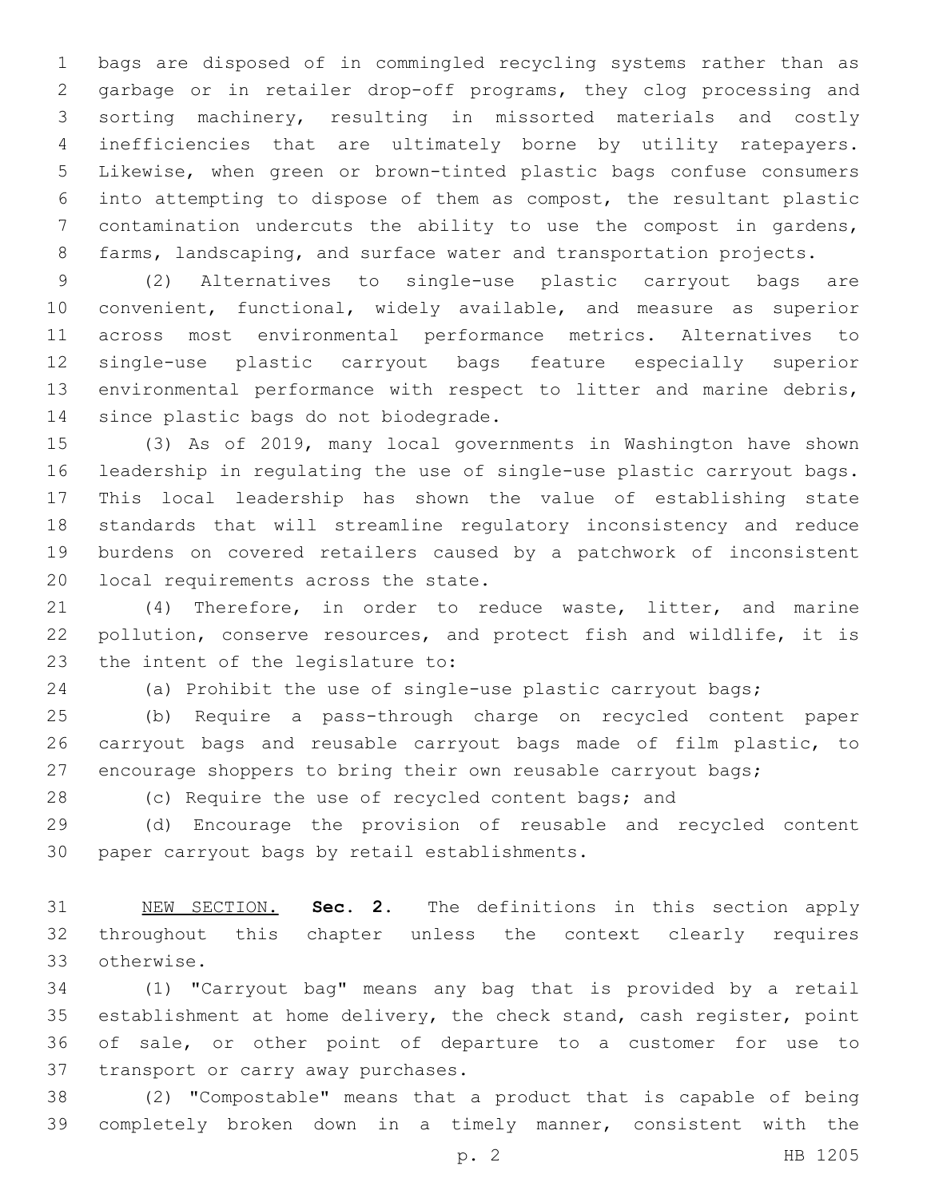bags are disposed of in commingled recycling systems rather than as garbage or in retailer drop-off programs, they clog processing and sorting machinery, resulting in missorted materials and costly inefficiencies that are ultimately borne by utility ratepayers. Likewise, when green or brown-tinted plastic bags confuse consumers into attempting to dispose of them as compost, the resultant plastic contamination undercuts the ability to use the compost in gardens, farms, landscaping, and surface water and transportation projects.

(2) Alternatives to single-use plastic carryout bags are convenient, functional, widely available, and measure as superior across most environmental performance metrics. Alternatives to single-use plastic carryout bags feature especially superior environmental performance with respect to litter and marine debris, since plastic bags do not biodegrade.

(3) As of 2019, many local governments in Washington have shown leadership in regulating the use of single-use plastic carryout bags. This local leadership has shown the value of establishing state standards that will streamline regulatory inconsistency and reduce burdens on covered retailers caused by a patchwork of inconsistent local requirements across the state.

(4) Therefore, in order to reduce waste, litter, and marine pollution, conserve resources, and protect fish and wildlife, it is the intent of the legislature to:

(a) Prohibit the use of single-use plastic carryout bags;

(b) Require a pass-through charge on recycled content paper carryout bags and reusable carryout bags made of film plastic, to encourage shoppers to bring their own reusable carryout bags;

(c) Require the use of recycled content bags; and

(d) Encourage the provision of reusable and recycled content paper carryout bags by retail establishments.

NEW SECTION. **Sec. 2.** The definitions in this section apply throughout this chapter unless the context clearly requires otherwise.

(1) "Carryout bag" means any bag that is provided by a retail establishment at home delivery, the check stand, cash register, point of sale, or other point of departure to a customer for use to transport or carry away purchases.

(2) "Compostable" means that a product that is capable of being completely broken down in a timely manner, consistent with the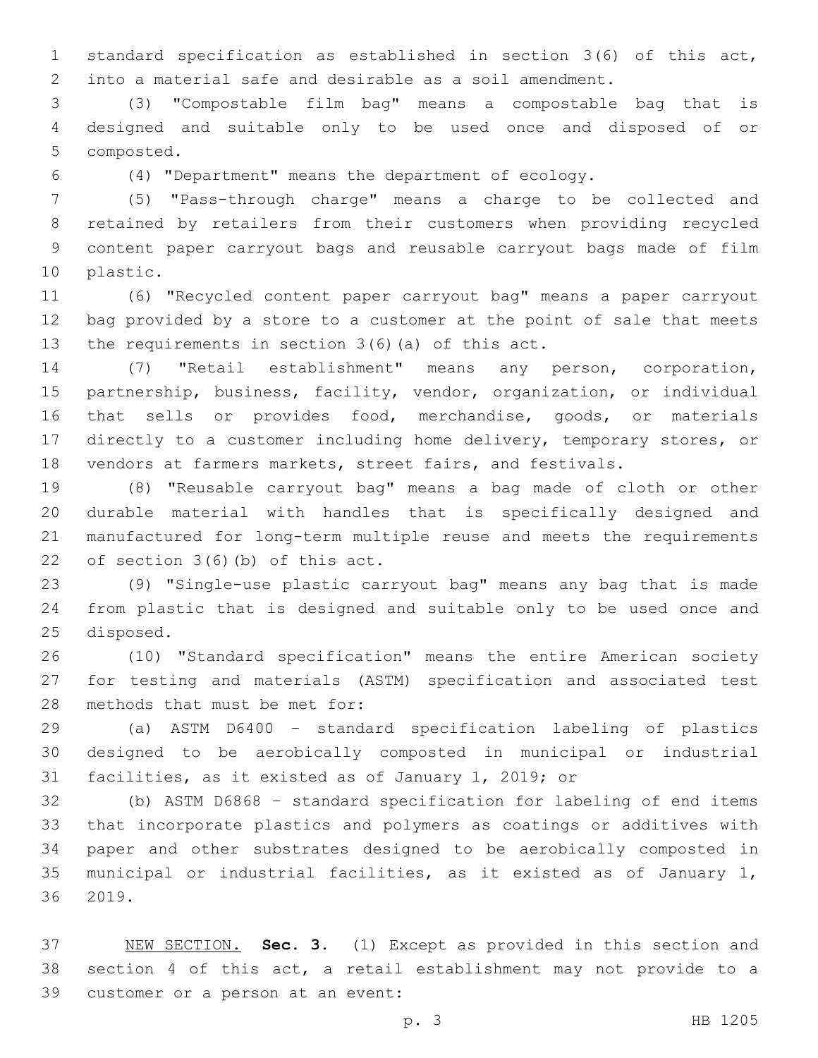standard specification as established in section 3(6) of this act, into a material safe and desirable as a soil amendment.

(3) "Compostable film bag" means a compostable bag that is designed and suitable only to be used once and disposed of or composted.

(4) "Department" means the department of ecology.

(5) "Pass-through charge" means a charge to be collected and retained by retailers from their customers when providing recycled content paper carryout bags and reusable carryout bags made of film plastic.

(6) "Recycled content paper carryout bag" means a paper carryout bag provided by a store to a customer at the point of sale that meets the requirements in section 3(6)(a) of this act.

(7) "Retail establishment" means any person, corporation, partnership, business, facility, vendor, organization, or individual that sells or provides food, merchandise, goods, or materials directly to a customer including home delivery, temporary stores, or vendors at farmers markets, street fairs, and festivals.

(8) "Reusable carryout bag" means a bag made of cloth or other durable material with handles that is specifically designed and manufactured for long-term multiple reuse and meets the requirements of section 3(6)(b) of this act.

(9) "Single-use plastic carryout bag" means any bag that is made from plastic that is designed and suitable only to be used once and disposed.

(10) "Standard specification" means the entire American society for testing and materials (ASTM) specification and associated test methods that must be met for:

(a) ASTM D6400 - standard specification labeling of plastics designed to be aerobically composted in municipal or industrial facilities, as it existed as of January 1, 2019; or

(b) ASTM D6868 - standard specification for labeling of end items that incorporate plastics and polymers as coatings or additives with paper and other substrates designed to be aerobically composted in municipal or industrial facilities, as it existed as of January 1, 2019.

NEW SECTION. **Sec. 3.** (1) Except as provided in this section and section 4 of this act, a retail establishment may not provide to a customer or a person at an event: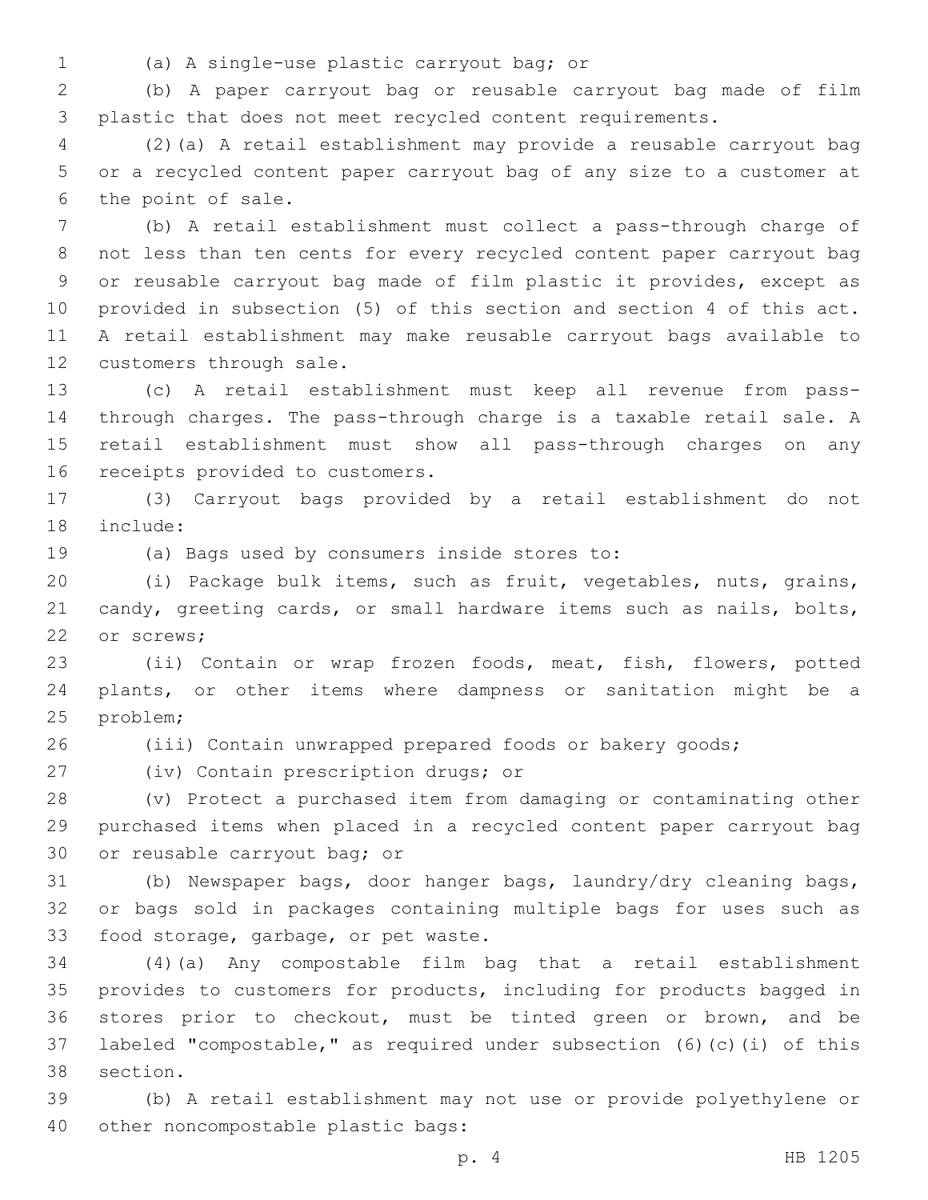(a) A single-use plastic carryout bag; or

(b) A paper carryout bag or reusable carryout bag made of film plastic that does not meet recycled content requirements.

(2)(a) A retail establishment may provide a reusable carryout bag or a recycled content paper carryout bag of any size to a customer at the point of sale.

(b) A retail establishment must collect a pass-through charge of not less than ten cents for every recycled content paper carryout bag or reusable carryout bag made of film plastic it provides, except as provided in subsection (5) of this section and section 4 of this act. A retail establishment may make reusable carryout bags available to customers through sale.

(c) A retail establishment must keep all revenue from pass-through charges. The pass-through charge is a taxable retail sale. A retail establishment must show all pass-through charges on any receipts provided to customers.

(3) Carryout bags provided by a retail establishment do not include:

(a) Bags used by consumers inside stores to:

(i) Package bulk items, such as fruit, vegetables, nuts, grains, candy, greeting cards, or small hardware items such as nails, bolts, or screws;

(ii) Contain or wrap frozen foods, meat, fish, flowers, potted plants, or other items where dampness or sanitation might be a problem;

(iii) Contain unwrapped prepared foods or bakery goods;

(iv) Contain prescription drugs; or

(v) Protect a purchased item from damaging or contaminating other purchased items when placed in a recycled content paper carryout bag or reusable carryout bag; or

(b) Newspaper bags, door hanger bags, laundry/dry cleaning bags, or bags sold in packages containing multiple bags for uses such as food storage, garbage, or pet waste.

(4)(a) Any compostable film bag that a retail establishment provides to customers for products, including for products bagged in stores prior to checkout, must be tinted green or brown, and be labeled "compostable," as required under subsection (6)(c)(i) of this section.

(b) A retail establishment may not use or provide polyethylene or other noncompostable plastic bags: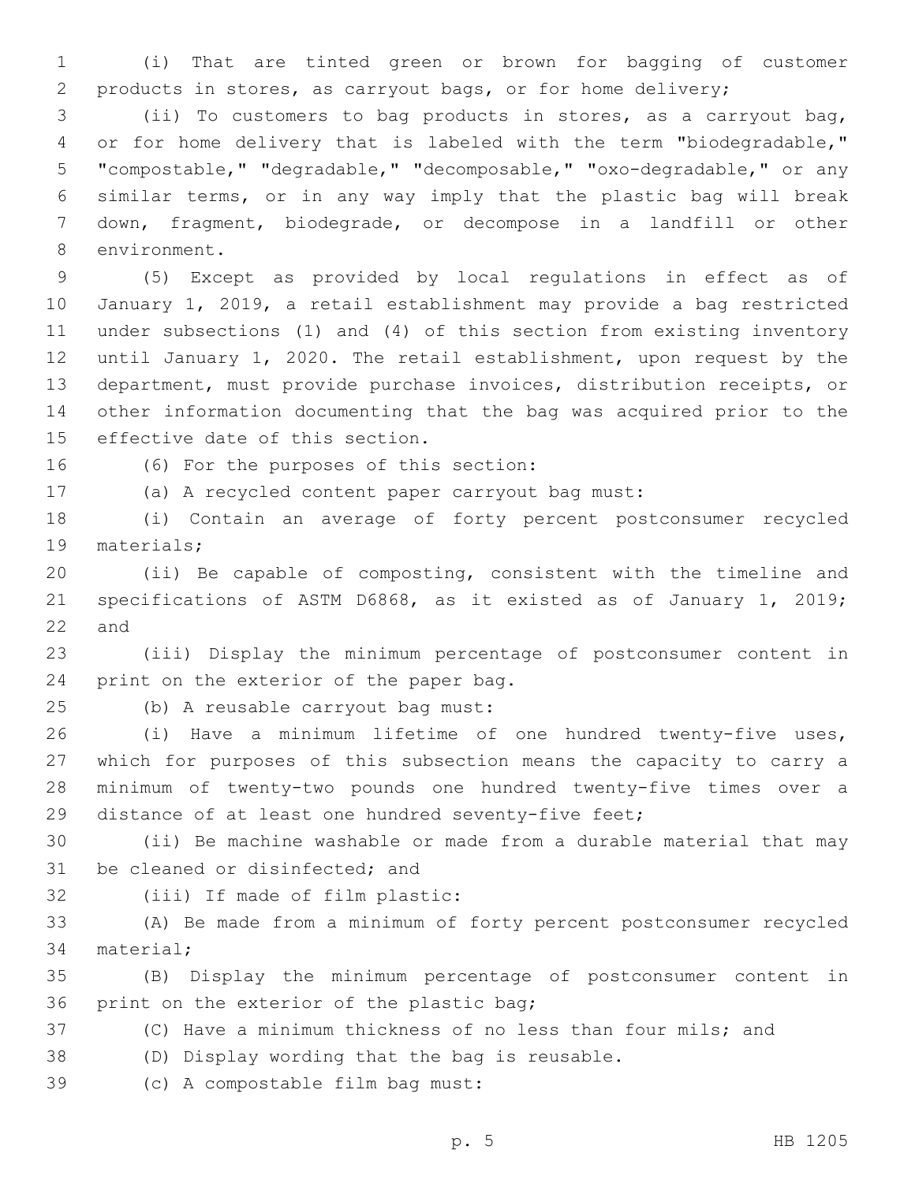(i) That are tinted green or brown for bagging of customer products in stores, as carryout bags, or for home delivery;

(ii) To customers to bag products in stores, as a carryout bag, or for home delivery that is labeled with the term "biodegradable," "compostable," "degradable," "decomposable," "oxo-degradable," or any similar terms, or in any way imply that the plastic bag will break down, fragment, biodegrade, or decompose in a landfill or other environment.

(5) Except as provided by local regulations in effect as of January 1, 2019, a retail establishment may provide a bag restricted under subsections (1) and (4) of this section from existing inventory until January 1, 2020. The retail establishment, upon request by the department, must provide purchase invoices, distribution receipts, or other information documenting that the bag was acquired prior to the effective date of this section.

(6) For the purposes of this section:

(a) A recycled content paper carryout bag must:

(i) Contain an average of forty percent postconsumer recycled materials;

(ii) Be capable of composting, consistent with the timeline and specifications of ASTM D6868, as it existed as of January 1, 2019; and

(iii) Display the minimum percentage of postconsumer content in print on the exterior of the paper bag.

(b) A reusable carryout bag must:

(i) Have a minimum lifetime of one hundred twenty-five uses, which for purposes of this subsection means the capacity to carry a minimum of twenty-two pounds one hundred twenty-five times over a distance of at least one hundred seventy-five feet;

(ii) Be machine washable or made from a durable material that may be cleaned or disinfected; and

(iii) If made of film plastic:

(A) Be made from a minimum of forty percent postconsumer recycled material;

(B) Display the minimum percentage of postconsumer content in print on the exterior of the plastic bag;

(C) Have a minimum thickness of no less than four mils; and

(D) Display wording that the bag is reusable.

(c) A compostable film bag must: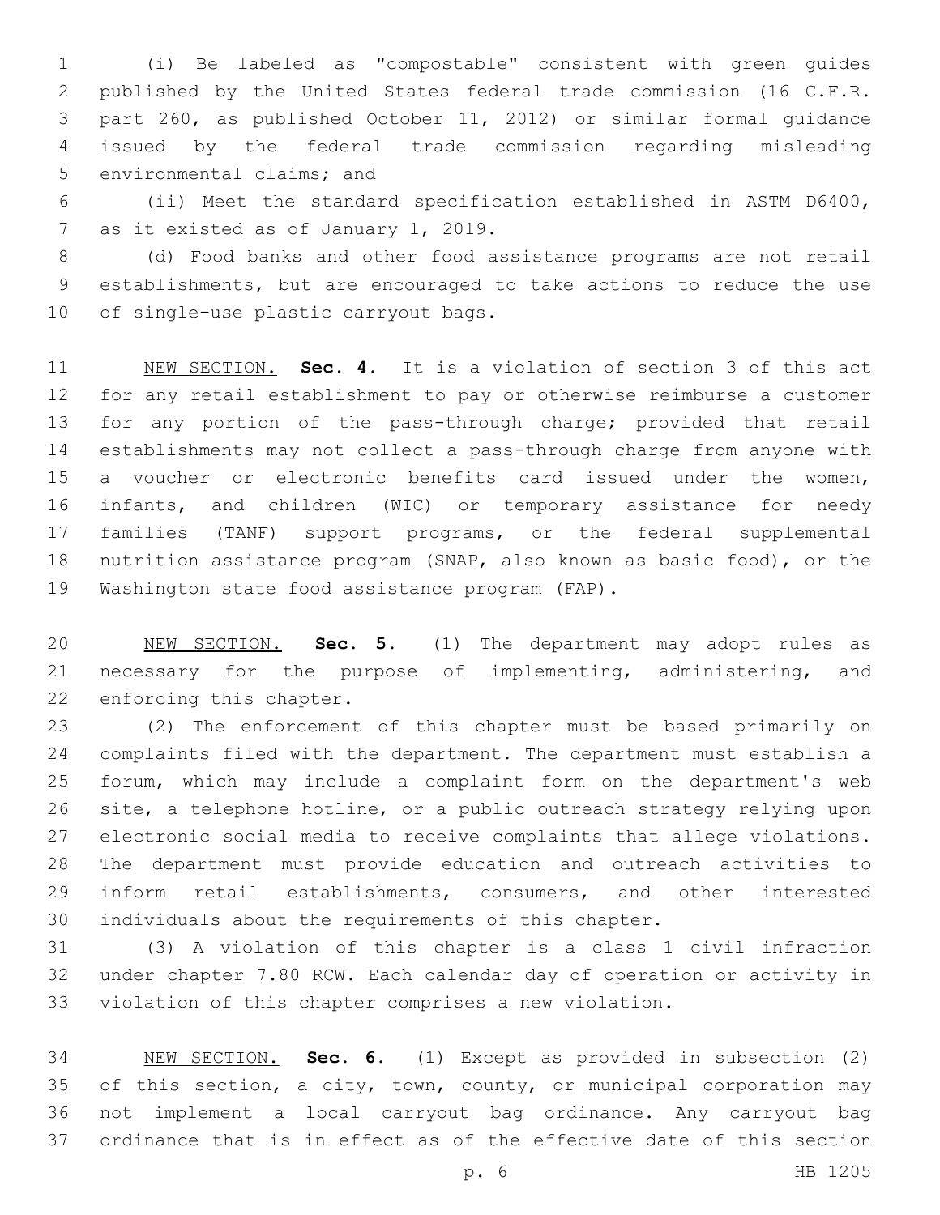(i) Be labeled as "compostable" consistent with green guides published by the United States federal trade commission (16 C.F.R. part 260, as published October 11, 2012) or similar formal guidance issued by the federal trade commission regarding misleading environmental claims; and

(ii) Meet the standard specification established in ASTM D6400, as it existed as of January 1, 2019.

(d) Food banks and other food assistance programs are not retail establishments, but are encouraged to take actions to reduce the use of single-use plastic carryout bags.

NEW SECTION. **Sec. 4.** It is a violation of section 3 of this act for any retail establishment to pay or otherwise reimburse a customer for any portion of the pass-through charge; provided that retail establishments may not collect a pass-through charge from anyone with a voucher or electronic benefits card issued under the women, infants, and children (WIC) or temporary assistance for needy families (TANF) support programs, or the federal supplemental nutrition assistance program (SNAP, also known as basic food), or the Washington state food assistance program (FAP).

NEW SECTION. **Sec. 5.** (1) The department may adopt rules as necessary for the purpose of implementing, administering, and enforcing this chapter.

(2) The enforcement of this chapter must be based primarily on complaints filed with the department. The department must establish a forum, which may include a complaint form on the department's web site, a telephone hotline, or a public outreach strategy relying upon electronic social media to receive complaints that allege violations. The department must provide education and outreach activities to inform retail establishments, consumers, and other interested individuals about the requirements of this chapter.

(3) A violation of this chapter is a class 1 civil infraction under chapter 7.80 RCW. Each calendar day of operation or activity in violation of this chapter comprises a new violation.

NEW SECTION. **Sec. 6.** (1) Except as provided in subsection (2) of this section, a city, town, county, or municipal corporation may not implement a local carryout bag ordinance. Any carryout bag ordinance that is in effect as of the effective date of this section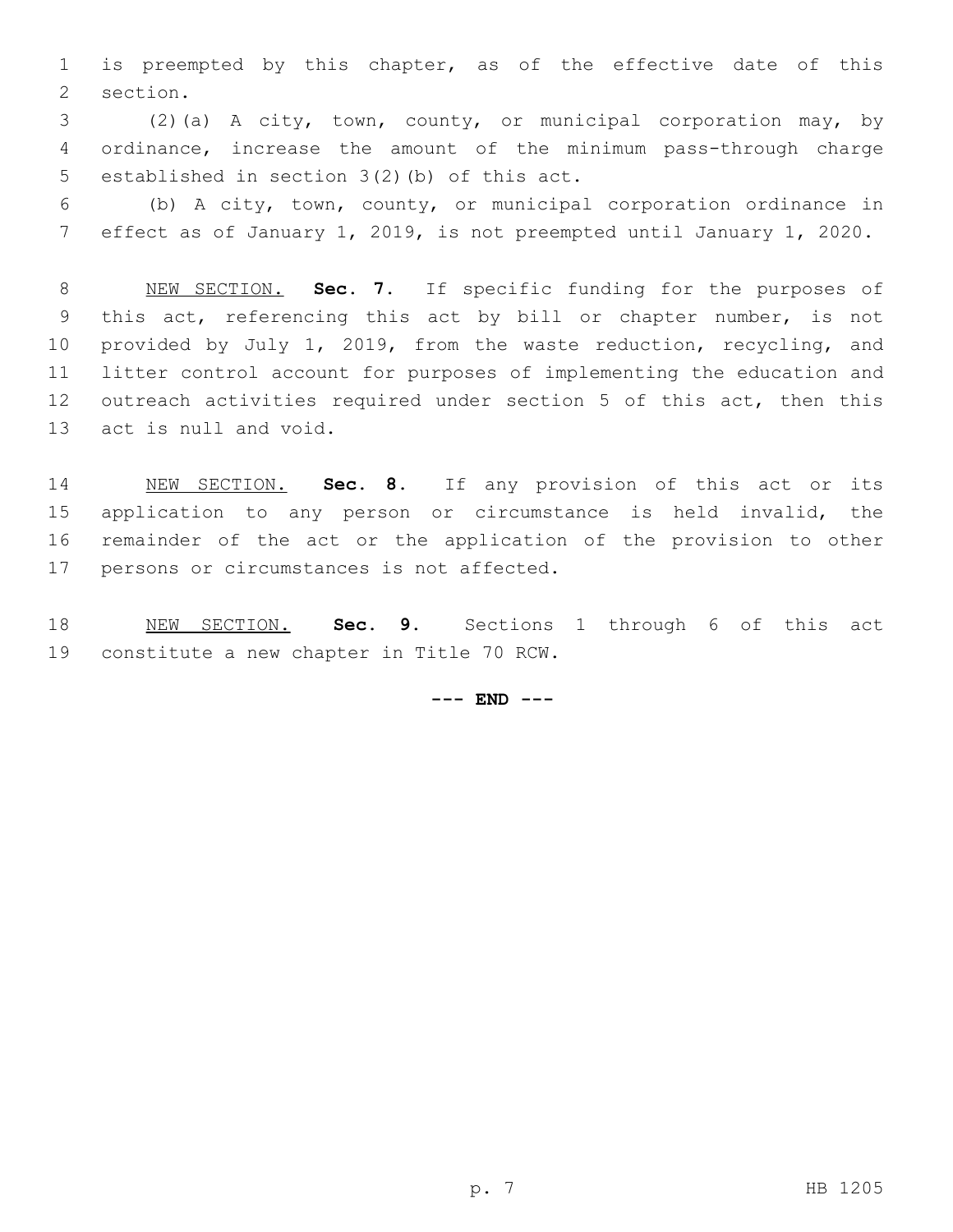is preempted by this chapter, as of the effective date of this section.

(2)(a) A city, town, county, or municipal corporation may, by ordinance, increase the amount of the minimum pass-through charge established in section 3(2)(b) of this act.

(b) A city, town, county, or municipal corporation ordinance in effect as of January 1, 2019, is not preempted until January 1, 2020.

NEW SECTION. **Sec. 7.** If specific funding for the purposes of this act, referencing this act by bill or chapter number, is not provided by July 1, 2019, from the waste reduction, recycling, and litter control account for purposes of implementing the education and outreach activities required under section 5 of this act, then this act is null and void.

NEW SECTION. **Sec. 8.** If any provision of this act or its application to any person or circumstance is held invalid, the remainder of the act or the application of the provision to other persons or circumstances is not affected.

NEW SECTION. **Sec. 9.** Sections 1 through 6 of this act constitute a new chapter in Title 70 RCW.

**--- END ---**